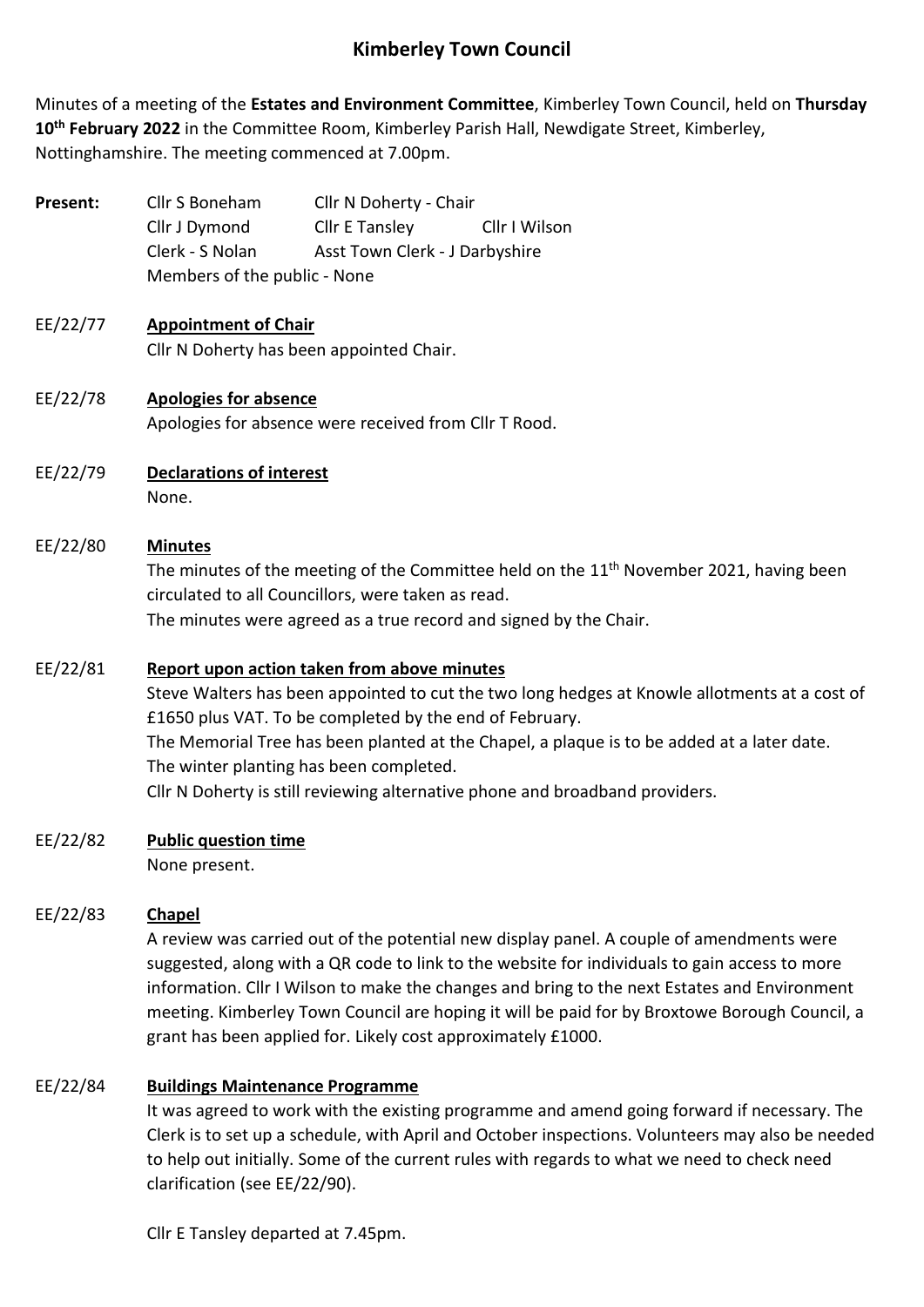# Kimberley Town Council

Minutes of a meeting of the **Estates and Environment Committee**, Kimberley Town Council, held on **Thursday 10th February 2022** in the Committee Room, Kimberley Parish Hall, Newdigate Street, Kimberley, Nottinghamshire. The meeting commenced at 7.00pm.

**Present:** Cllr S Boneham, Cllr N Doherty - Chair, Cllr J Dymond, Cllr E Tansley, Cllr I Wilson, Clerk - S Nolan, Asst Town Clerk - J Darbyshire

Members of the public - None

EE/22/77 **Appointment of Chair**

Cllr N Doherty has been appointed Chair.

EE/22/78 **Apologies for absence**

Apologies for absence were received from Cllr T Rood.

EE/22/79 **Declarations of interest**

None.

EE/22/80 **Minutes**

The minutes of the meeting of the Committee held on the 11th November 2021, having been circulated to all Councillors, were taken as read.

The minutes were agreed as a true record and signed by the Chair.

EE/22/81 **Report upon action taken from above minutes**

Steve Walters has been appointed to cut the two long hedges at Knowle allotments at a cost of £1650 plus VAT. To be completed by the end of February.

The Memorial Tree has been planted at the Chapel, a plaque is to be added at a later date.

The winter planting has been completed.

Cllr N Doherty is still reviewing alternative phone and broadband providers.

EE/22/82 **Public question time**

None present.

EE/22/83 **Chapel**

A review was carried out of the potential new display panel. A couple of amendments were suggested, along with a QR code to link to the website for individuals to gain access to more information. Cllr I Wilson to make the changes and bring to the next Estates and Environment meeting. Kimberley Town Council are hoping it will be paid for by Broxtowe Borough Council, a grant has been applied for. Likely cost approximately £1000.

EE/22/84 **Buildings Maintenance Programme**

It was agreed to work with the existing programme and amend going forward if necessary. The Clerk is to set up a schedule, with April and October inspections. Volunteers may also be needed to help out initially. Some of the current rules with regards to what we need to check need clarification (see EE/22/90).

Cllr E Tansley departed at 7.45pm.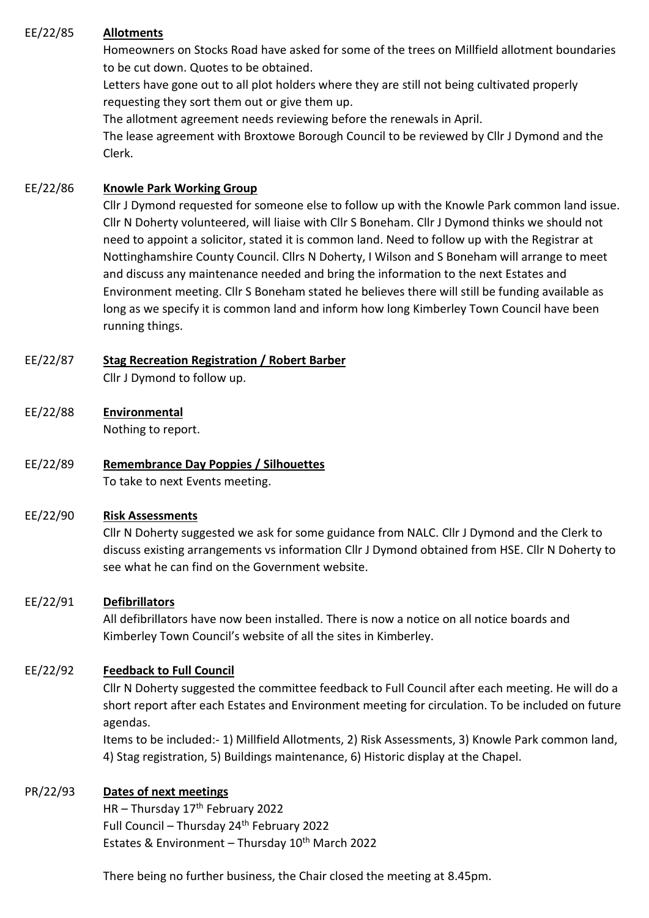EE/22/85 **Allotments**

Homeowners on Stocks Road have asked for some of the trees on Millfield allotment boundaries to be cut down. Quotes to be obtained.

Letters have gone out to all plot holders where they are still not being cultivated properly requesting they sort them out or give them up.

The allotment agreement needs reviewing before the renewals in April.

The lease agreement with Broxtowe Borough Council to be reviewed by Cllr J Dymond and the Clerk.

EE/22/86 **Knowle Park Working Group**

Cllr J Dymond requested for someone else to follow up with the Knowle Park common land issue. Cllr N Doherty volunteered, will liaise with Cllr S Boneham. Cllr J Dymond thinks we should not need to appoint a solicitor, stated it is common land. Need to follow up with the Registrar at Nottinghamshire County Council. Cllrs N Doherty, I Wilson and S Boneham will arrange to meet and discuss any maintenance needed and bring the information to the next Estates and Environment meeting. Cllr S Boneham stated he believes there will still be funding available as long as we specify it is common land and inform how long Kimberley Town Council have been running things.

EE/22/87 **Stag Recreation Registration / Robert Barber**

Cllr J Dymond to follow up.

EE/22/88 **Environmental**

Nothing to report.

EE/22/89 **Remembrance Day Poppies / Silhouettes**

To take to next Events meeting.

EE/22/90 **Risk Assessments**

Cllr N Doherty suggested we ask for some guidance from NALC. Cllr J Dymond and the Clerk to discuss existing arrangements vs information Cllr J Dymond obtained from HSE. Cllr N Doherty to see what he can find on the Government website.

EE/22/91 **Defibrillators**

All defibrillators have now been installed. There is now a notice on all notice boards and Kimberley Town Council's website of all the sites in Kimberley.

EE/22/92 **Feedback to Full Council**

Cllr N Doherty suggested the committee feedback to Full Council after each meeting. He will do a short report after each Estates and Environment meeting for circulation. To be included on future agendas.

Items to be included:- 1) Millfield Allotments, 2) Risk Assessments, 3) Knowle Park common land, 4) Stag registration, 5) Buildings maintenance, 6) Historic display at the Chapel.

PR/22/93 **Dates of next meetings**

HR – Thursday 17th February 2022
Full Council – Thursday 24th February 2022
Estates & Environment – Thursday 10th March 2022

There being no further business, the Chair closed the meeting at 8.45pm.